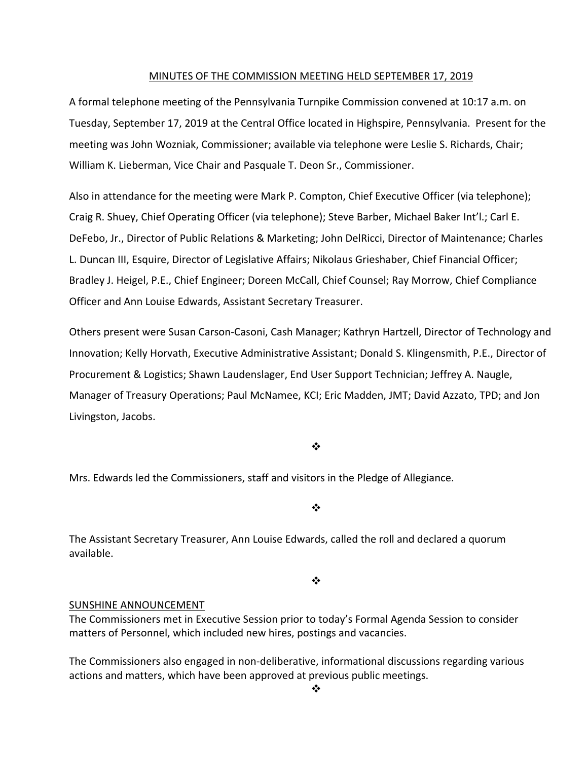MINUTES OF THE COMMISSION MEETING HELD SEPTEMBER 17, 2019

A formal telephone meeting of the Pennsylvania Turnpike Commission convened at 10:17 a.m. on Tuesday, September 17, 2019 at the Central Office located in Highspire, Pennsylvania. Present for the meeting was John Wozniak, Commissioner; available via telephone were Leslie S. Richards, Chair; William K. Lieberman, Vice Chair and Pasquale T. Deon Sr., Commissioner.

Also in attendance for the meeting were Mark P. Compton, Chief Executive Officer (via telephone); Craig R. Shuey, Chief Operating Officer (via telephone); Steve Barber, Michael Baker Int'l.; Carl E. DeFebo, Jr., Director of Public Relations & Marketing; John DelRicci, Director of Maintenance; Charles L. Duncan III, Esquire, Director of Legislative Affairs; Nikolaus Grieshaber, Chief Financial Officer; Bradley J. Heigel, P.E., Chief Engineer; Doreen McCall, Chief Counsel; Ray Morrow, Chief Compliance Officer and Ann Louise Edwards, Assistant Secretary Treasurer.

Others present were Susan Carson-Casoni, Cash Manager; Kathryn Hartzell, Director of Technology and Innovation; Kelly Horvath, Executive Administrative Assistant; Donald S. Klingensmith, P.E., Director of Procurement & Logistics; Shawn Laudenslager, End User Support Technician; Jeffrey A. Naugle, Manager of Treasury Operations; Paul McNamee, KCI; Eric Madden, JMT; David Azzato, TPD; and Jon Livingston, Jacobs.

❖

Mrs. Edwards led the Commissioners, staff and visitors in the Pledge of Allegiance.

❖

The Assistant Secretary Treasurer, Ann Louise Edwards, called the roll and declared a quorum available.

❖

SUNSHINE ANNOUNCEMENT

The Commissioners met in Executive Session prior to today's Formal Agenda Session to consider matters of Personnel, which included new hires, postings and vacancies.

The Commissioners also engaged in non-deliberative, informational discussions regarding various actions and matters, which have been approved at previous public meetings.

❖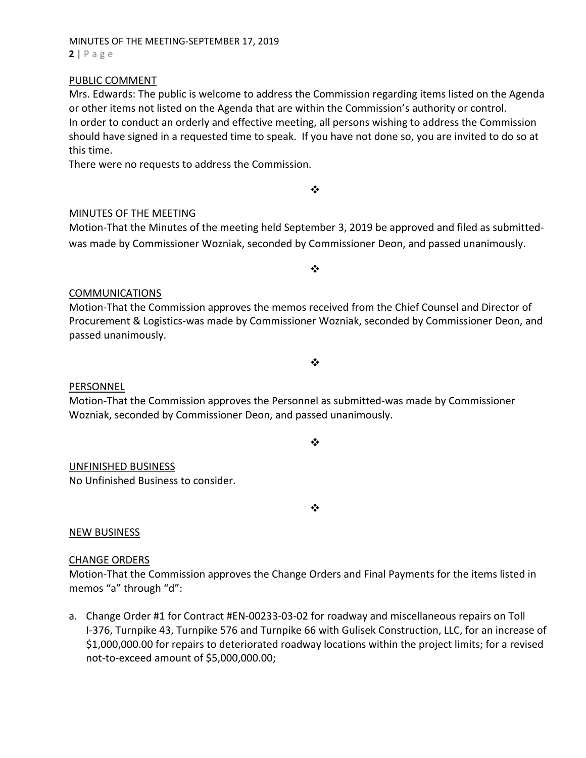PUBLIC COMMENT

Mrs. Edwards: The public is welcome to address the Commission regarding items listed on the Agenda or other items not listed on the Agenda that are within the Commission's authority or control. In order to conduct an orderly and effective meeting, all persons wishing to address the Commission should have signed in a requested time to speak. If you have not done so, you are invited to do so at this time.

There were no requests to address the Commission.

❖

MINUTES OF THE MEETING

Motion-That the Minutes of the meeting held September 3, 2019 be approved and filed as submitted-was made by Commissioner Wozniak, seconded by Commissioner Deon, and passed unanimously.

❖

COMMUNICATIONS

Motion-That the Commission approves the memos received from the Chief Counsel and Director of Procurement & Logistics-was made by Commissioner Wozniak, seconded by Commissioner Deon, and passed unanimously.

❖

PERSONNEL

Motion-That the Commission approves the Personnel as submitted-was made by Commissioner Wozniak, seconded by Commissioner Deon, and passed unanimously.

❖

UNFINISHED BUSINESS

No Unfinished Business to consider.

❖

NEW BUSINESS

CHANGE ORDERS

Motion-That the Commission approves the Change Orders and Final Payments for the items listed in memos "a" through "d":

a. Change Order #1 for Contract #EN-00233-03-02 for roadway and miscellaneous repairs on Toll I-376, Turnpike 43, Turnpike 576 and Turnpike 66 with Gulisek Construction, LLC, for an increase of $1,000,000.00 for repairs to deteriorated roadway locations within the project limits; for a revised not-to-exceed amount of $5,000,000.00;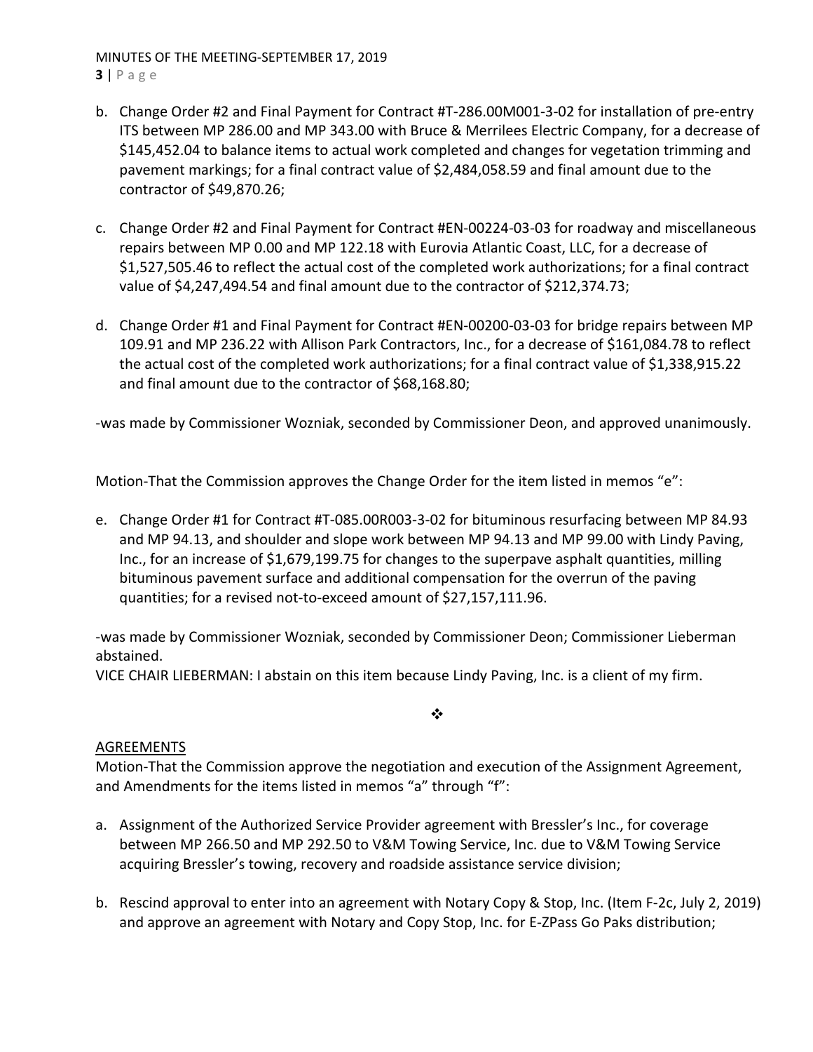b. Change Order #2 and Final Payment for Contract #T-286.00M001-3-02 for installation of pre-entry ITS between MP 286.00 and MP 343.00 with Bruce & Merrilees Electric Company, for a decrease of $145,452.04 to balance items to actual work completed and changes for vegetation trimming and pavement markings; for a final contract value of $2,484,058.59 and final amount due to the contractor of $49,870.26;

c. Change Order #2 and Final Payment for Contract #EN-00224-03-03 for roadway and miscellaneous repairs between MP 0.00 and MP 122.18 with Eurovia Atlantic Coast, LLC, for a decrease of $1,527,505.46 to reflect the actual cost of the completed work authorizations; for a final contract value of $4,247,494.54 and final amount due to the contractor of $212,374.73;

d. Change Order #1 and Final Payment for Contract #EN-00200-03-03 for bridge repairs between MP 109.91 and MP 236.22 with Allison Park Contractors, Inc., for a decrease of $161,084.78 to reflect the actual cost of the completed work authorizations; for a final contract value of $1,338,915.22 and final amount due to the contractor of $68,168.80;

-was made by Commissioner Wozniak, seconded by Commissioner Deon, and approved unanimously.

Motion-That the Commission approves the Change Order for the item listed in memos "e":

e. Change Order #1 for Contract #T-085.00R003-3-02 for bituminous resurfacing between MP 84.93 and MP 94.13, and shoulder and slope work between MP 94.13 and MP 99.00 with Lindy Paving, Inc., for an increase of $1,679,199.75 for changes to the superpave asphalt quantities, milling bituminous pavement surface and additional compensation for the overrun of the paving quantities; for a revised not-to-exceed amount of $27,157,111.96.

-was made by Commissioner Wozniak, seconded by Commissioner Deon; Commissioner Lieberman abstained.

VICE CHAIR LIEBERMAN: I abstain on this item because Lindy Paving, Inc. is a client of my firm.

❖

AGREEMENTS

Motion-That the Commission approve the negotiation and execution of the Assignment Agreement, and Amendments for the items listed in memos "a" through "f":

a. Assignment of the Authorized Service Provider agreement with Bressler's Inc., for coverage between MP 266.50 and MP 292.50 to V&M Towing Service, Inc. due to V&M Towing Service acquiring Bressler's towing, recovery and roadside assistance service division;

b. Rescind approval to enter into an agreement with Notary Copy & Stop, Inc. (Item F-2c, July 2, 2019) and approve an agreement with Notary and Copy Stop, Inc. for E-ZPass Go Paks distribution;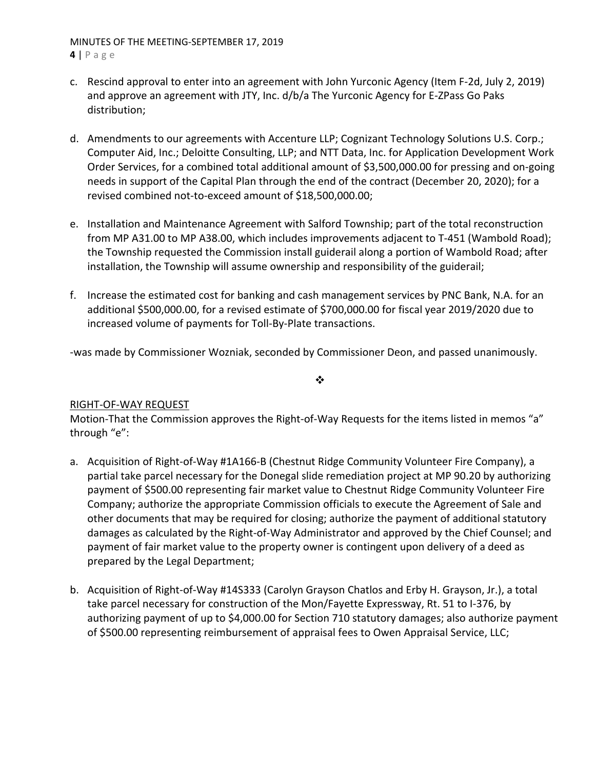c. Rescind approval to enter into an agreement with John Yurconic Agency (Item F-2d, July 2, 2019) and approve an agreement with JTY, Inc. d/b/a The Yurconic Agency for E-ZPass Go Paks distribution;

d. Amendments to our agreements with Accenture LLP; Cognizant Technology Solutions U.S. Corp.; Computer Aid, Inc.; Deloitte Consulting, LLP; and NTT Data, Inc. for Application Development Work Order Services, for a combined total additional amount of $3,500,000.00 for pressing and on-going needs in support of the Capital Plan through the end of the contract (December 20, 2020); for a revised combined not-to-exceed amount of $18,500,000.00;

e. Installation and Maintenance Agreement with Salford Township; part of the total reconstruction from MP A31.00 to MP A38.00, which includes improvements adjacent to T-451 (Wambold Road); the Township requested the Commission install guiderail along a portion of Wambold Road; after installation, the Township will assume ownership and responsibility of the guiderail;

f. Increase the estimated cost for banking and cash management services by PNC Bank, N.A. for an additional $500,000.00, for a revised estimate of $700,000.00 for fiscal year 2019/2020 due to increased volume of payments for Toll-By-Plate transactions.

-was made by Commissioner Wozniak, seconded by Commissioner Deon, and passed unanimously.

❖

RIGHT-OF-WAY REQUEST

Motion-That the Commission approves the Right-of-Way Requests for the items listed in memos “a” through “e”:

a. Acquisition of Right-of-Way #1A166-B (Chestnut Ridge Community Volunteer Fire Company), a partial take parcel necessary for the Donegal slide remediation project at MP 90.20 by authorizing payment of $500.00 representing fair market value to Chestnut Ridge Community Volunteer Fire Company; authorize the appropriate Commission officials to execute the Agreement of Sale and other documents that may be required for closing; authorize the payment of additional statutory damages as calculated by the Right-of-Way Administrator and approved by the Chief Counsel; and payment of fair market value to the property owner is contingent upon delivery of a deed as prepared by the Legal Department;

b. Acquisition of Right-of-Way #14S333 (Carolyn Grayson Chatlos and Erby H. Grayson, Jr.), a total take parcel necessary for construction of the Mon/Fayette Expressway, Rt. 51 to I-376, by authorizing payment of up to $4,000.00 for Section 710 statutory damages; also authorize payment of $500.00 representing reimbursement of appraisal fees to Owen Appraisal Service, LLC;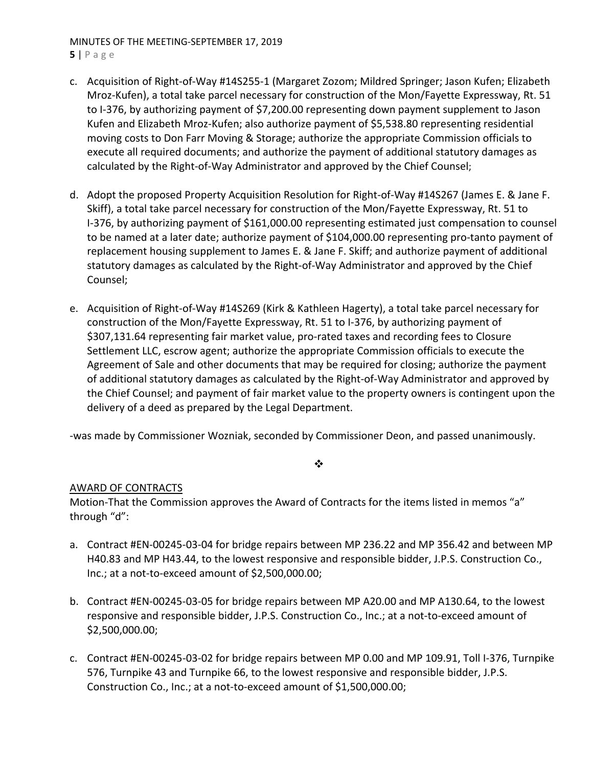c. Acquisition of Right-of-Way #14S255-1 (Margaret Zozom; Mildred Springer; Jason Kufen; Elizabeth Mroz-Kufen), a total take parcel necessary for construction of the Mon/Fayette Expressway, Rt. 51 to I-376, by authorizing payment of $7,200.00 representing down payment supplement to Jason Kufen and Elizabeth Mroz-Kufen; also authorize payment of $5,538.80 representing residential moving costs to Don Farr Moving & Storage; authorize the appropriate Commission officials to execute all required documents; and authorize the payment of additional statutory damages as calculated by the Right-of-Way Administrator and approved by the Chief Counsel;

d. Adopt the proposed Property Acquisition Resolution for Right-of-Way #14S267 (James E. & Jane F. Skiff), a total take parcel necessary for construction of the Mon/Fayette Expressway, Rt. 51 to I-376, by authorizing payment of $161,000.00 representing estimated just compensation to counsel to be named at a later date; authorize payment of $104,000.00 representing pro-tanto payment of replacement housing supplement to James E. & Jane F. Skiff; and authorize payment of additional statutory damages as calculated by the Right-of-Way Administrator and approved by the Chief Counsel;

e. Acquisition of Right-of-Way #14S269 (Kirk & Kathleen Hagerty), a total take parcel necessary for construction of the Mon/Fayette Expressway, Rt. 51 to I-376, by authorizing payment of $307,131.64 representing fair market value, pro-rated taxes and recording fees to Closure Settlement LLC, escrow agent; authorize the appropriate Commission officials to execute the Agreement of Sale and other documents that may be required for closing; authorize the payment of additional statutory damages as calculated by the Right-of-Way Administrator and approved by the Chief Counsel; and payment of fair market value to the property owners is contingent upon the delivery of a deed as prepared by the Legal Department.

-was made by Commissioner Wozniak, seconded by Commissioner Deon, and passed unanimously.

❖

AWARD OF CONTRACTS

Motion-That the Commission approves the Award of Contracts for the items listed in memos “a” through “d”:

a. Contract #EN-00245-03-04 for bridge repairs between MP 236.22 and MP 356.42 and between MP H40.83 and MP H43.44, to the lowest responsive and responsible bidder, J.P.S. Construction Co., Inc.; at a not-to-exceed amount of $2,500,000.00;

b. Contract #EN-00245-03-05 for bridge repairs between MP A20.00 and MP A130.64, to the lowest responsive and responsible bidder, J.P.S. Construction Co., Inc.; at a not-to-exceed amount of $2,500,000.00;

c. Contract #EN-00245-03-02 for bridge repairs between MP 0.00 and MP 109.91, Toll I-376, Turnpike 576, Turnpike 43 and Turnpike 66, to the lowest responsive and responsible bidder, J.P.S. Construction Co., Inc.; at a not-to-exceed amount of $1,500,000.00;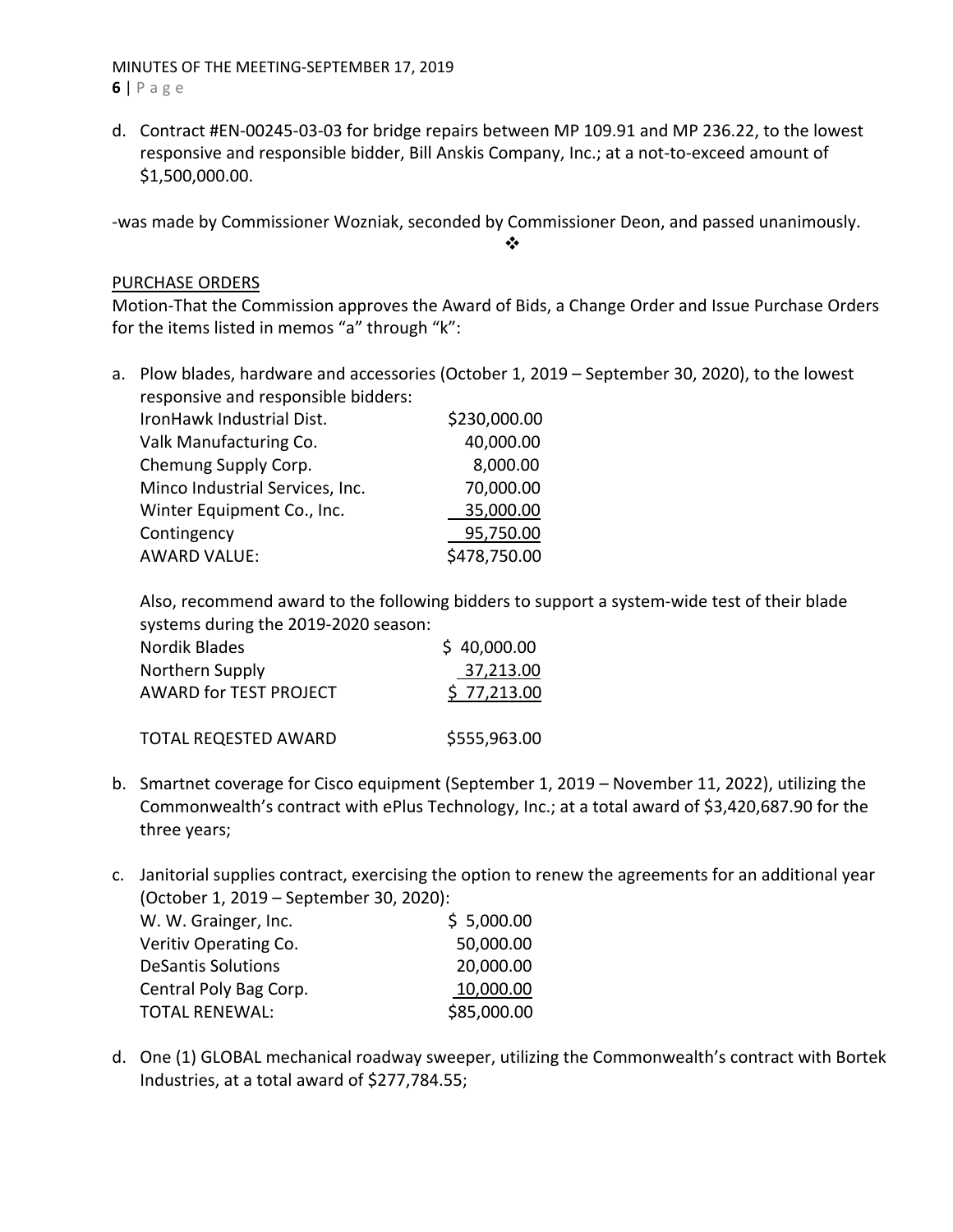d. Contract #EN-00245-03-03 for bridge repairs between MP 109.91 and MP 236.22, to the lowest responsive and responsible bidder, Bill Anskis Company, Inc.; at a not-to-exceed amount of $1,500,000.00.

-was made by Commissioner Wozniak, seconded by Commissioner Deon, and passed unanimously.

❖

PURCHASE ORDERS

Motion-That the Commission approves the Award of Bids, a Change Order and Issue Purchase Orders for the items listed in memos "a" through "k":

a. Plow blades, hardware and accessories (October 1, 2019 – September 30, 2020), to the lowest responsive and responsible bidders:

| | |
|---|---|
| IronHawk Industrial Dist. | $230,000.00 |
| Valk Manufacturing Co. | 40,000.00 |
| Chemung Supply Corp. | 8,000.00 |
| Minco Industrial Services, Inc. | 70,000.00 |
| Winter Equipment Co., Inc. | 35,000.00 |
| Contingency | 95,750.00 |
| AWARD VALUE: | $478,750.00 |

Also, recommend award to the following bidders to support a system-wide test of their blade systems during the 2019-2020 season:

| | |
|---|---|
| Nordik Blades | $ 40,000.00 |
| Northern Supply | 37,213.00 |
| AWARD for TEST PROJECT | $ 77,213.00 |
| | |
| TOTAL REQESTED AWARD | $555,963.00 |

b. Smartnet coverage for Cisco equipment (September 1, 2019 – November 11, 2022), utilizing the Commonwealth's contract with ePlus Technology, Inc.; at a total award of $3,420,687.90 for the three years;

c. Janitorial supplies contract, exercising the option to renew the agreements for an additional year (October 1, 2019 – September 30, 2020):

| | |
|---|---|
| W. W. Grainger, Inc. | $ 5,000.00 |
| Veritiv Operating Co. | 50,000.00 |
| DeSantis Solutions | 20,000.00 |
| Central Poly Bag Corp. | 10,000.00 |
| TOTAL RENEWAL: | $85,000.00 |

d. One (1) GLOBAL mechanical roadway sweeper, utilizing the Commonwealth's contract with Bortek Industries, at a total award of $277,784.55;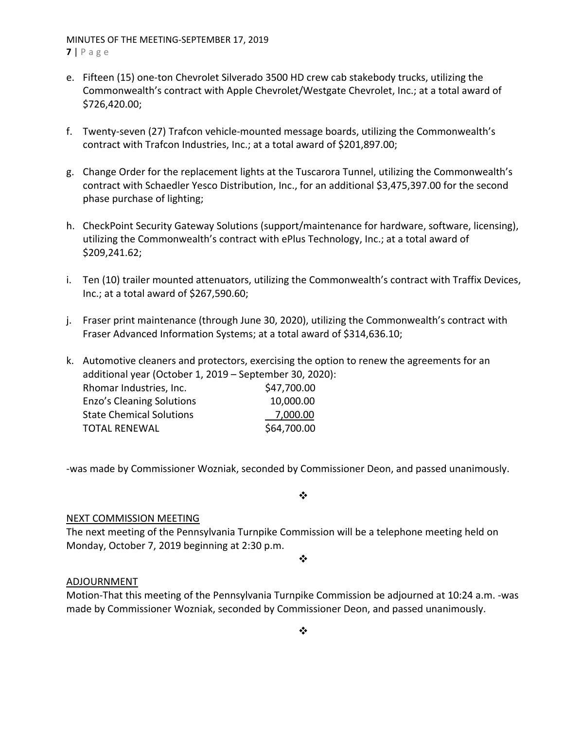e. Fifteen (15) one-ton Chevrolet Silverado 3500 HD crew cab stakebody trucks, utilizing the Commonwealth's contract with Apple Chevrolet/Westgate Chevrolet, Inc.; at a total award of $726,420.00;

f. Twenty-seven (27) Trafcon vehicle-mounted message boards, utilizing the Commonwealth's contract with Trafcon Industries, Inc.; at a total award of $201,897.00;

g. Change Order for the replacement lights at the Tuscarora Tunnel, utilizing the Commonwealth's contract with Schaedler Yesco Distribution, Inc., for an additional $3,475,397.00 for the second phase purchase of lighting;

h. CheckPoint Security Gateway Solutions (support/maintenance for hardware, software, licensing), utilizing the Commonwealth's contract with ePlus Technology, Inc.; at a total award of $209,241.62;

i. Ten (10) trailer mounted attenuators, utilizing the Commonwealth's contract with Traffix Devices, Inc.; at a total award of $267,590.60;

j. Fraser print maintenance (through June 30, 2020), utilizing the Commonwealth's contract with Fraser Advanced Information Systems; at a total award of $314,636.10;

k. Automotive cleaners and protectors, exercising the option to renew the agreements for an additional year (October 1, 2019 – September 30, 2020):

| | |
|---|---|
| Rhomar Industries, Inc. | $47,700.00 |
| Enzo's Cleaning Solutions | 10,000.00 |
| State Chemical Solutions | 7,000.00 |
| TOTAL RENEWAL | $64,700.00 |

-was made by Commissioner Wozniak, seconded by Commissioner Deon, and passed unanimously.

❖

## NEXT COMMISSION MEETING

The next meeting of the Pennsylvania Turnpike Commission will be a telephone meeting held on Monday, October 7, 2019 beginning at 2:30 p.m.

❖

## ADJOURNMENT

Motion-That this meeting of the Pennsylvania Turnpike Commission be adjourned at 10:24 a.m. -was made by Commissioner Wozniak, seconded by Commissioner Deon, and passed unanimously.

❖